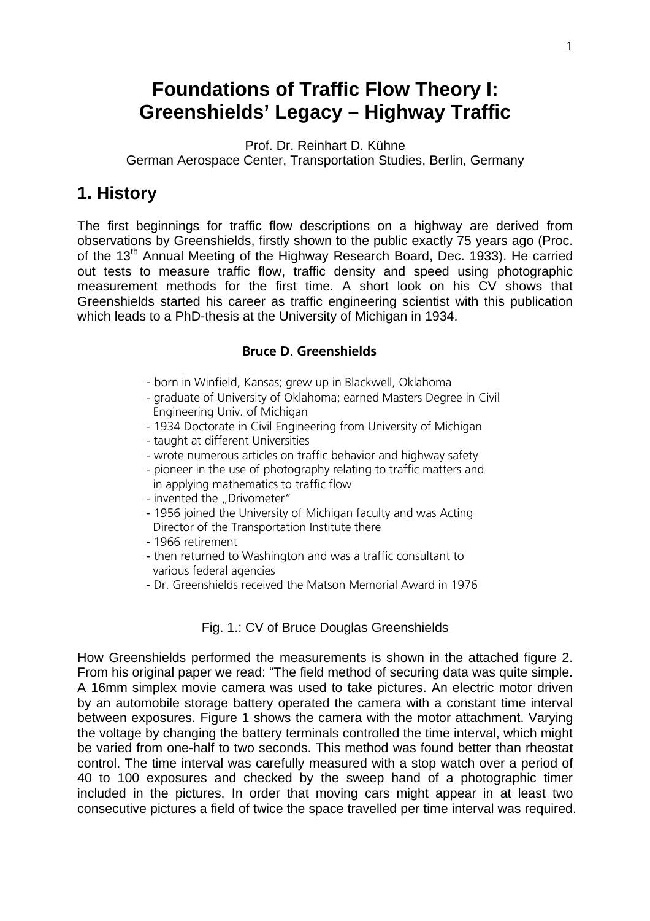# Foundations of Traffic Flow Theory I: Greenshields' Legacy – Highway Traffic

Prof. Dr. Reinhart D. Kühne
German Aerospace Center, Transportation Studies, Berlin, Germany

## 1. History

The first beginnings for traffic flow descriptions on a highway are derived from observations by Greenshields, firstly shown to the public exactly 75 years ago (Proc. of the 13th Annual Meeting of the Highway Research Board, Dec. 1933). He carried out tests to measure traffic flow, traffic density and speed using photographic measurement methods for the first time. A short look on his CV shows that Greenshields started his career as traffic engineering scientist with this publication which leads to a PhD-thesis at the University of Michigan in 1934.

**Bruce D. Greenshields**

- born in Winfield, Kansas; grew up in Blackwell, Oklahoma
- graduate of University of Oklahoma; earned Masters Degree in Civil Engineering Univ. of Michigan
- 1934 Doctorate in Civil Engineering from University of Michigan
- taught at different Universities
- wrote numerous articles on traffic behavior and highway safety
- pioneer in the use of photography relating to traffic matters and in applying mathematics to traffic flow
- invented the „Drivometer"
- 1956 joined the University of Michigan faculty and was Acting Director of the Transportation Institute there
- 1966 retirement
- then returned to Washington and was a traffic consultant to various federal agencies
- Dr. Greenshields received the Matson Memorial Award in 1976

Fig. 1.: CV of Bruce Douglas Greenshields

How Greenshields performed the measurements is shown in the attached figure 2. From his original paper we read: "The field method of securing data was quite simple. A 16mm simplex movie camera was used to take pictures. An electric motor driven by an automobile storage battery operated the camera with a constant time interval between exposures. Figure 1 shows the camera with the motor attachment. Varying the voltage by changing the battery terminals controlled the time interval, which might be varied from one-half to two seconds. This method was found better than rheostat control. The time interval was carefully measured with a stop watch over a period of 40 to 100 exposures and checked by the sweep hand of a photographic timer included in the pictures. In order that moving cars might appear in at least two consecutive pictures a field of twice the space travelled per time interval was required.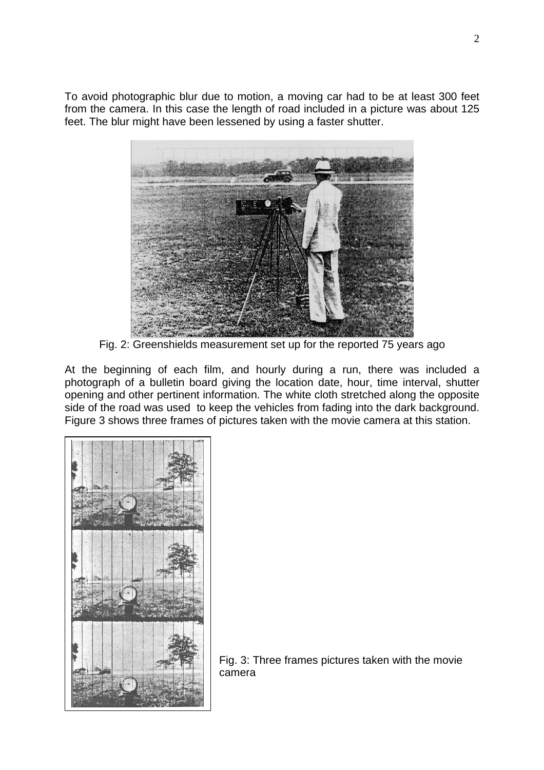To avoid photographic blur due to motion, a moving car had to be at least 300 feet from the camera. In this case the length of road included in a picture was about 125 feet. The blur might have been lessened by using a faster shutter.

Fig. 2: Greenshields measurement set up for the reported 75 years ago

At the beginning of each film, and hourly during a run, there was included a photograph of a bulletin board giving the location date, hour, time interval, shutter opening and other pertinent information. The white cloth stretched along the opposite side of the road was used to keep the vehicles from fading into the dark background. Figure 3 shows three frames of pictures taken with the movie camera at this station.

Fig. 3: Three frames pictures taken with the movie camera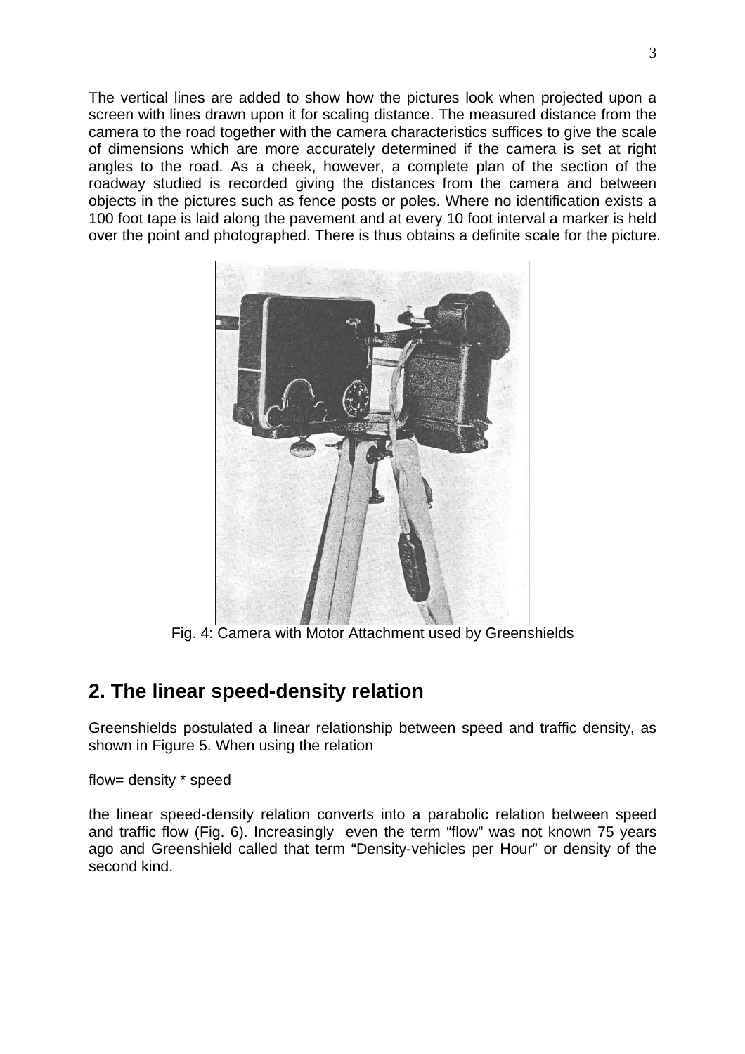The vertical lines are added to show how the pictures look when projected upon a screen with lines drawn upon it for scaling distance. The measured distance from the camera to the road together with the camera characteristics suffices to give the scale of dimensions which are more accurately determined if the camera is set at right angles to the road. As a cheek, however, a complete plan of the section of the roadway studied is recorded giving the distances from the camera and between objects in the pictures such as fence posts or poles. Where no identification exists a 100 foot tape is laid along the pavement and at every 10 foot interval a marker is held over the point and photographed. There is thus obtains a definite scale for the picture.

Fig. 4: Camera with Motor Attachment used by Greenshields

## 2. The linear speed-density relation

Greenshields postulated a linear relationship between speed and traffic density, as shown in Figure 5. When using the relation

flow= density * speed

the linear speed-density relation converts into a parabolic relation between speed and traffic flow (Fig. 6). Increasingly even the term "flow" was not known 75 years ago and Greenshield called that term "Density-vehicles per Hour" or density of the second kind.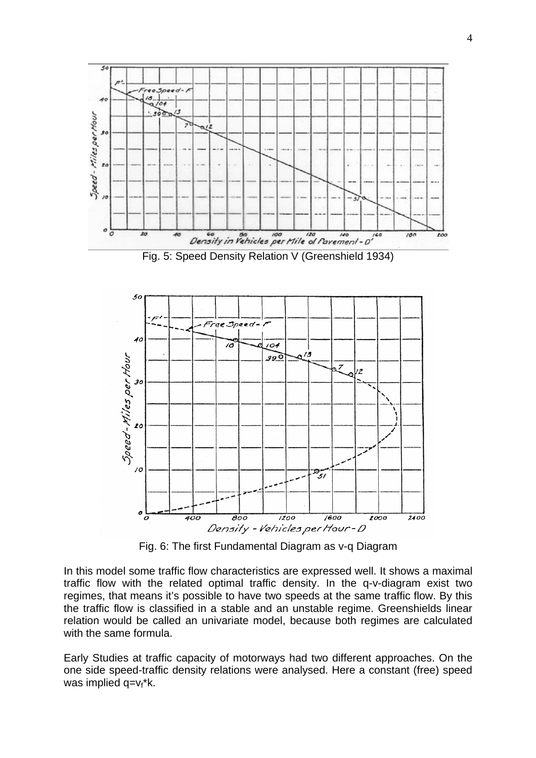Fig. 5: Speed Density Relation V (Greenshield 1934)

Fig. 6: The first Fundamental Diagram as v-q Diagram

In this model some traffic flow characteristics are expressed well. It shows a maximal traffic flow with the related optimal traffic density. In the q-v-diagram exist two regimes, that means it's possible to have two speeds at the same traffic flow. By this the traffic flow is classified in a stable and an unstable regime. Greenshields linear relation would be called an univariate model, because both regimes are calculated with the same formula.

Early Studies at traffic capacity of motorways had two different approaches. On the one side speed-traffic density relations were analysed. Here a constant (free) speed was implied $q=v_f*k$.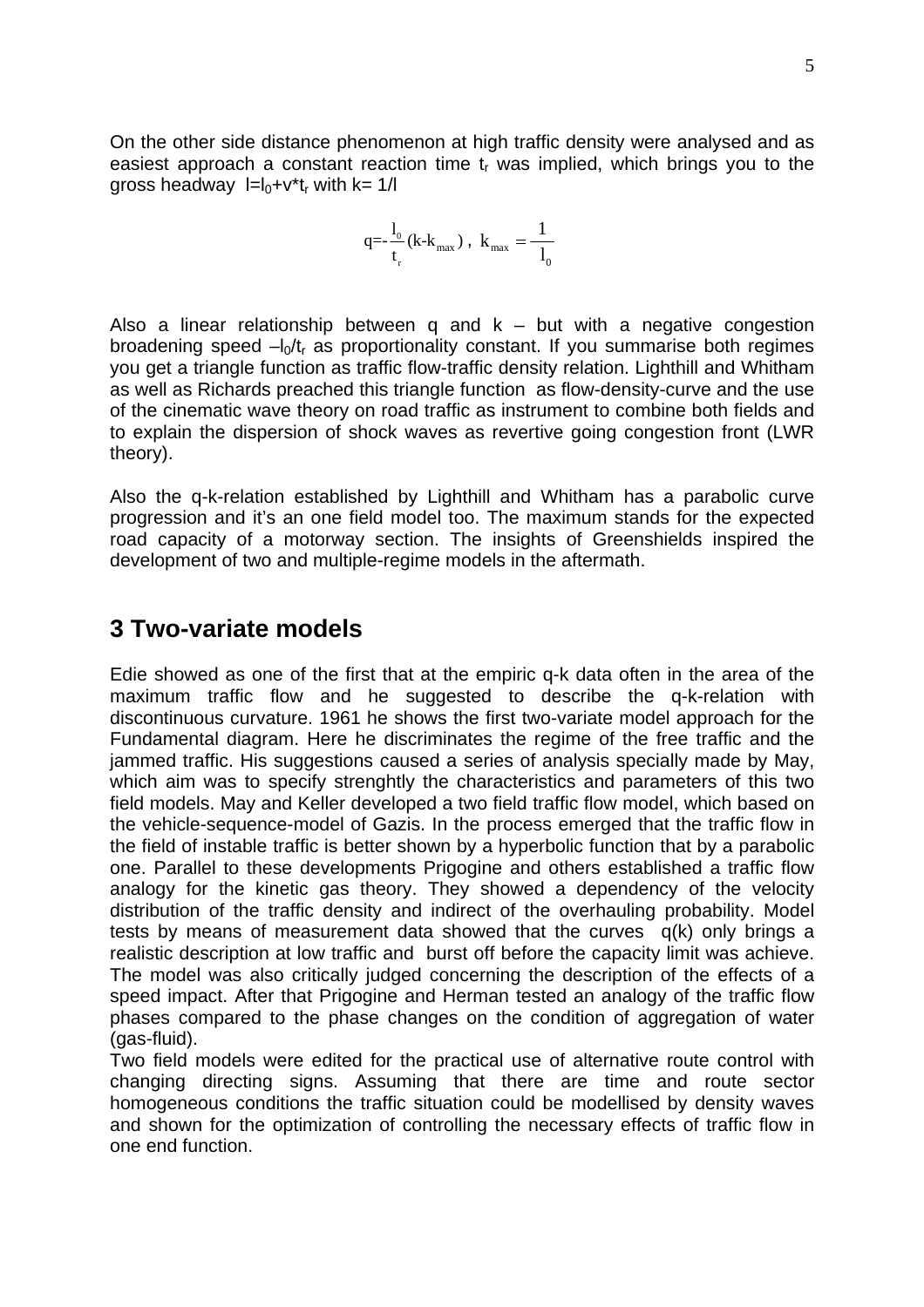On the other side distance phenomenon at high traffic density were analysed and as easiest approach a constant reaction time $t_r$ was implied, which brings you to the gross headway $l=l_0+v*t_r$ with $k= 1/l$

$$q=-\frac{l_0}{t_r}(k-k_{max}) \; , \; k_{max} = \frac{1}{l_0}$$

Also a linear relationship between q and k – but with a negative congestion broadening speed $-l_0/t_r$ as proportionality constant. If you summarise both regimes you get a triangle function as traffic flow-traffic density relation. Lighthill and Whitham as well as Richards preached this triangle function as flow-density-curve and the use of the cinematic wave theory on road traffic as instrument to combine both fields and to explain the dispersion of shock waves as revertive going congestion front (LWR theory).

Also the q-k-relation established by Lighthill and Whitham has a parabolic curve progression and it's an one field model too. The maximum stands for the expected road capacity of a motorway section. The insights of Greenshields inspired the development of two and multiple-regime models in the aftermath.

## 3 Two-variate models

Edie showed as one of the first that at the empiric q-k data often in the area of the maximum traffic flow and he suggested to describe the q-k-relation with discontinuous curvature. 1961 he shows the first two-variate model approach for the Fundamental diagram. Here he discriminates the regime of the free traffic and the jammed traffic. His suggestions caused a series of analysis specially made by May, which aim was to specify strenghtly the characteristics and parameters of this two field models. May and Keller developed a two field traffic flow model, which based on the vehicle-sequence-model of Gazis. In the process emerged that the traffic flow in the field of instable traffic is better shown by a hyperbolic function that by a parabolic one. Parallel to these developments Prigogine and others established a traffic flow analogy for the kinetic gas theory. They showed a dependency of the velocity distribution of the traffic density and indirect of the overhauling probability. Model tests by means of measurement data showed that the curves q(k) only brings a realistic description at low traffic and burst off before the capacity limit was achieve. The model was also critically judged concerning the description of the effects of a speed impact. After that Prigogine and Herman tested an analogy of the traffic flow phases compared to the phase changes on the condition of aggregation of water (gas-fluid).

Two field models were edited for the practical use of alternative route control with changing directing signs. Assuming that there are time and route sector homogeneous conditions the traffic situation could be modellised by density waves and shown for the optimization of controlling the necessary effects of traffic flow in one end function.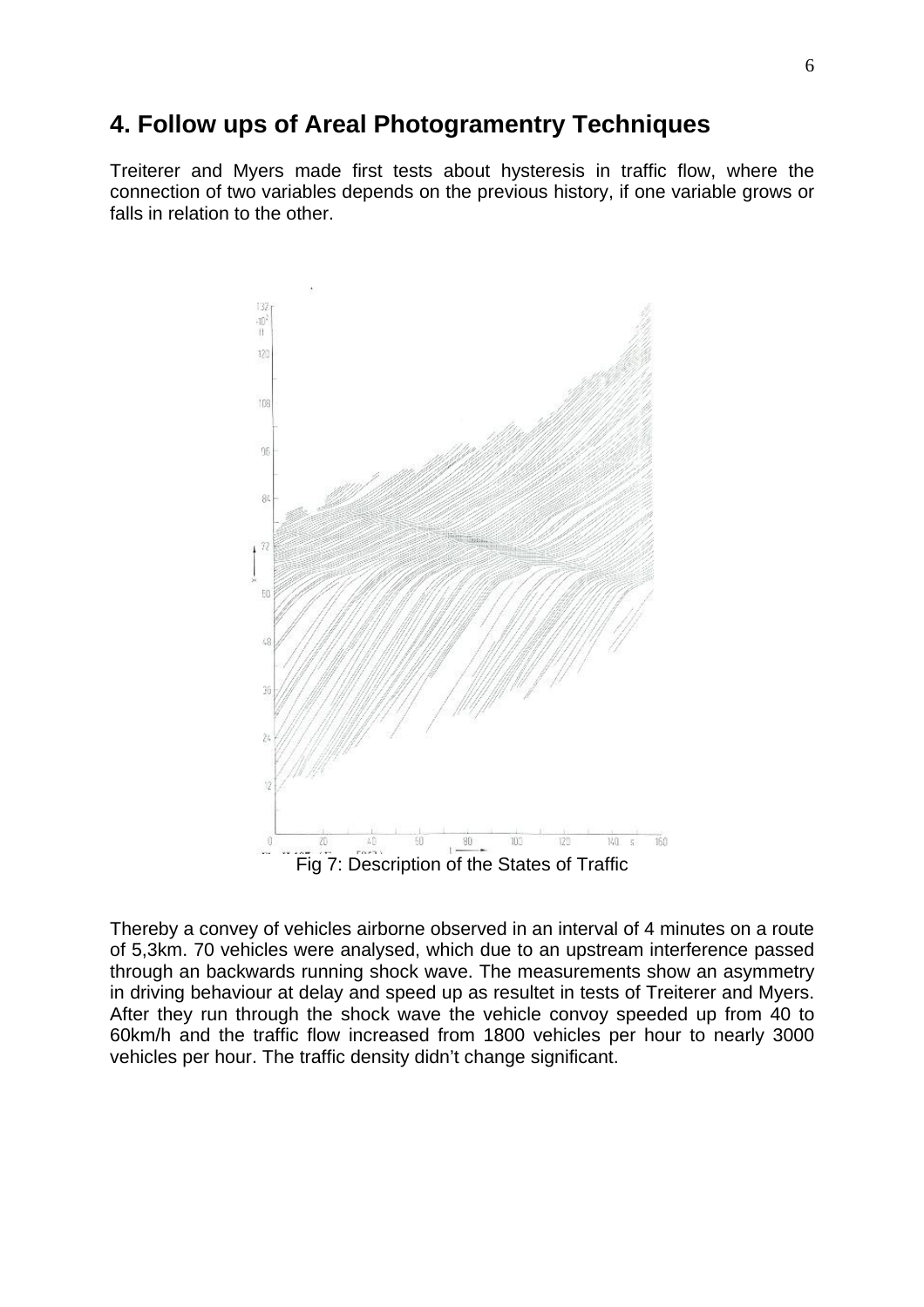# 4. Follow ups of Areal Photogramentry Techniques

Treiterer and Myers made first tests about hysteresis in traffic flow, where the connection of two variables depends on the previous history, if one variable grows or falls in relation to the other.

Fig 7: Description of the States of Traffic

Thereby a convey of vehicles airborne observed in an interval of 4 minutes on a route of 5,3km. 70 vehicles were analysed, which due to an upstream interference passed through an backwards running shock wave. The measurements show an asymmetry in driving behaviour at delay and speed up as resultet in tests of Treiterer and Myers. After they run through the shock wave the vehicle convoy speeded up from 40 to 60km/h and the traffic flow increased from 1800 vehicles per hour to nearly 3000 vehicles per hour. The traffic density didn't change significant.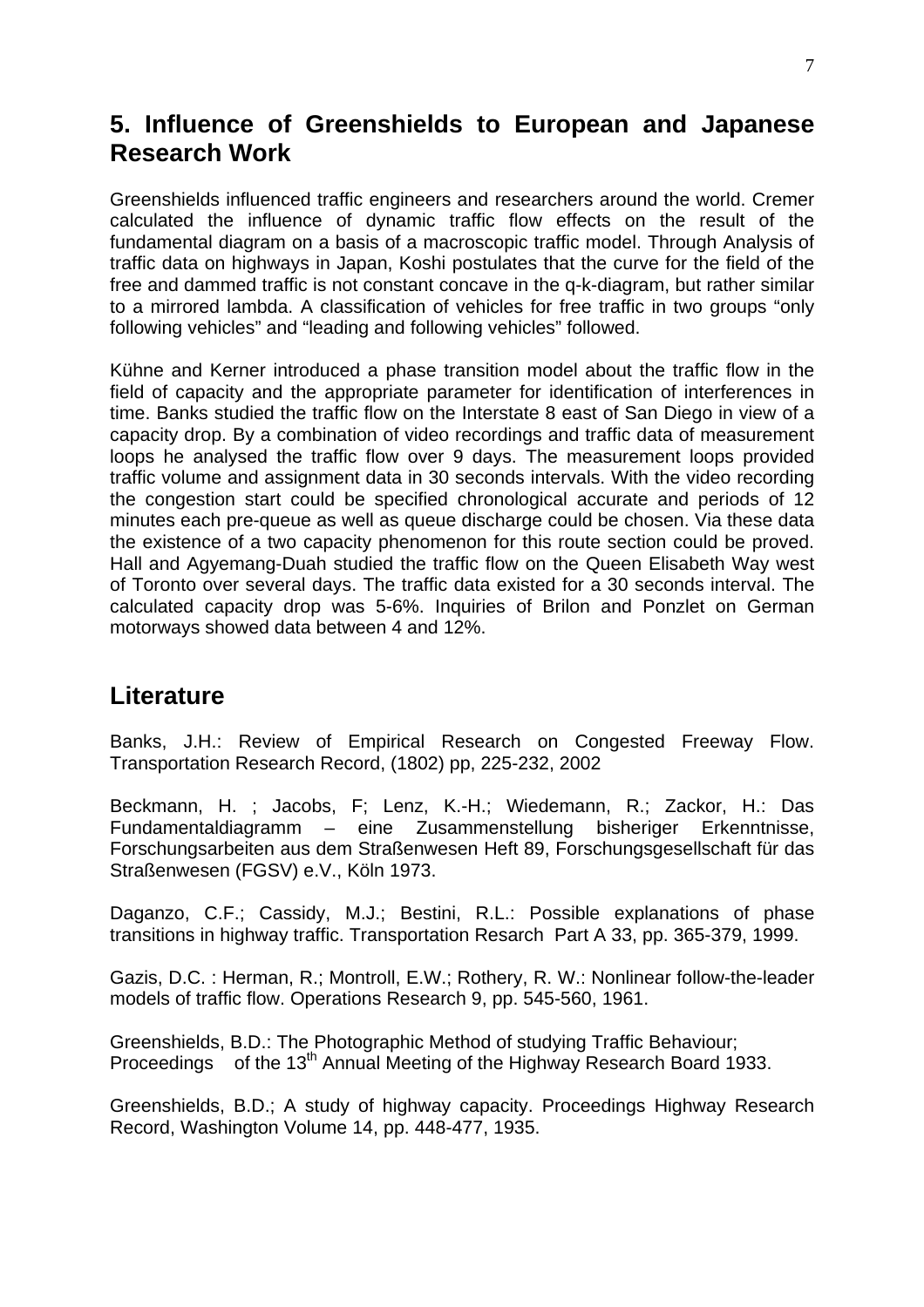## 5. Influence of Greenshields to European and Japanese Research Work

Greenshields influenced traffic engineers and researchers around the world. Cremer calculated the influence of dynamic traffic flow effects on the result of the fundamental diagram on a basis of a macroscopic traffic model. Through Analysis of traffic data on highways in Japan, Koshi postulates that the curve for the field of the free and dammed traffic is not constant concave in the q-k-diagram, but rather similar to a mirrored lambda. A classification of vehicles for free traffic in two groups "only following vehicles" and "leading and following vehicles" followed.

Kühne and Kerner introduced a phase transition model about the traffic flow in the field of capacity and the appropriate parameter for identification of interferences in time. Banks studied the traffic flow on the Interstate 8 east of San Diego in view of a capacity drop. By a combination of video recordings and traffic data of measurement loops he analysed the traffic flow over 9 days. The measurement loops provided traffic volume and assignment data in 30 seconds intervals. With the video recording the congestion start could be specified chronological accurate and periods of 12 minutes each pre-queue as well as queue discharge could be chosen. Via these data the existence of a two capacity phenomenon for this route section could be proved. Hall and Agyemang-Duah studied the traffic flow on the Queen Elisabeth Way west of Toronto over several days. The traffic data existed for a 30 seconds interval. The calculated capacity drop was 5-6%. Inquiries of Brilon and Ponzlet on German motorways showed data between 4 and 12%.

## Literature

Banks, J.H.: Review of Empirical Research on Congested Freeway Flow. Transportation Research Record, (1802) pp, 225-232, 2002

Beckmann, H. ; Jacobs, F; Lenz, K.-H.; Wiedemann, R.; Zackor, H.: Das Fundamentaldiagramm – eine Zusammenstellung bisheriger Erkenntnisse, Forschungsarbeiten aus dem Straßenwesen Heft 89, Forschungsgesellschaft für das Straßenwesen (FGSV) e.V., Köln 1973.

Daganzo, C.F.; Cassidy, M.J.; Bestini, R.L.: Possible explanations of phase transitions in highway traffic. Transportation Resarch Part A 33, pp. 365-379, 1999.

Gazis, D.C. : Herman, R.; Montroll, E.W.; Rothery, R. W.: Nonlinear follow-the-leader models of traffic flow. Operations Research 9, pp. 545-560, 1961.

Greenshields, B.D.: The Photographic Method of studying Traffic Behaviour; Proceedings of the 13th Annual Meeting of the Highway Research Board 1933.

Greenshields, B.D.; A study of highway capacity. Proceedings Highway Research Record, Washington Volume 14, pp. 448-477, 1935.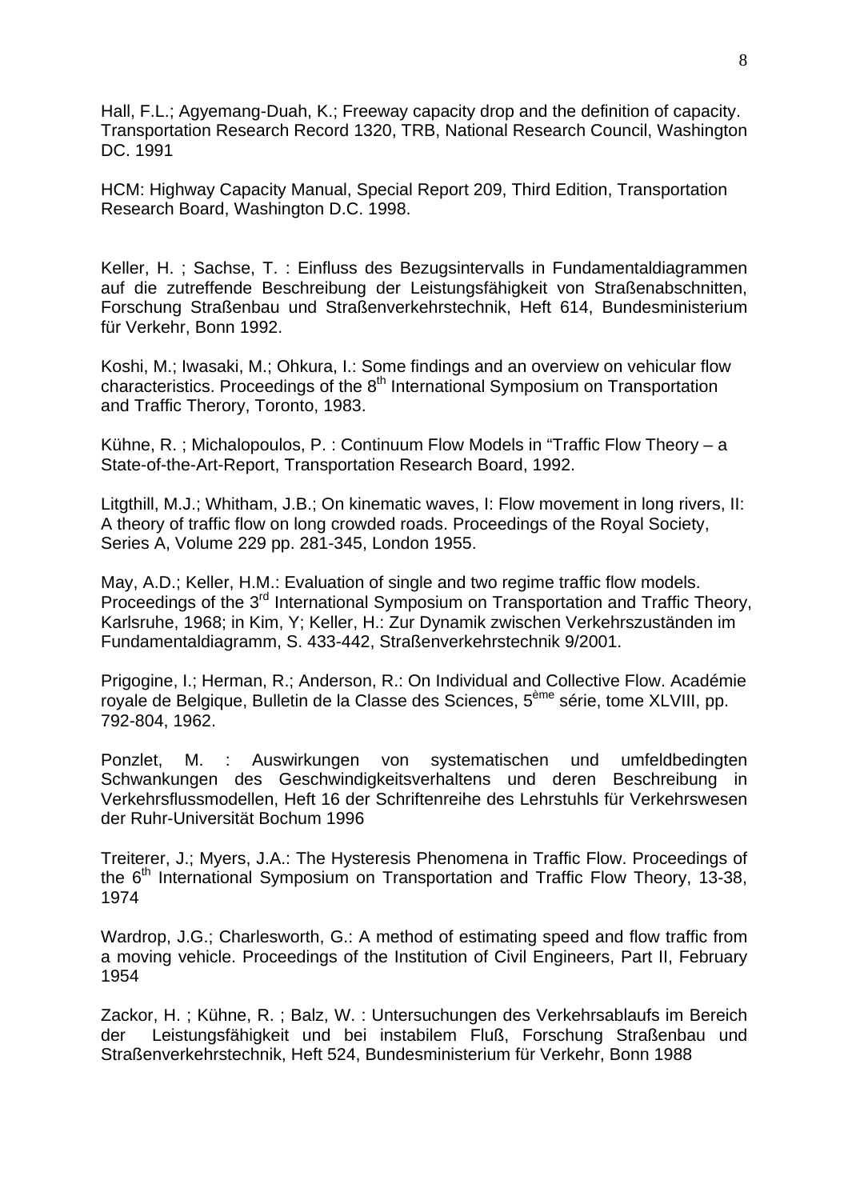Hall, F.L.; Agyemang-Duah, K.; Freeway capacity drop and the definition of capacity. Transportation Research Record 1320, TRB, National Research Council, Washington DC. 1991

HCM: Highway Capacity Manual, Special Report 209, Third Edition, Transportation Research Board, Washington D.C. 1998.

Keller, H. ; Sachse, T. : Einfluss des Bezugsintervalls in Fundamentaldiagrammen auf die zutreffende Beschreibung der Leistungsfähigkeit von Straßenabschnitten, Forschung Straßenbau und Straßenverkehrstechnik, Heft 614, Bundesministerium für Verkehr, Bonn 1992.

Koshi, M.; Iwasaki, M.; Ohkura, I.: Some findings and an overview on vehicular flow characteristics. Proceedings of the 8th International Symposium on Transportation and Traffic Therory, Toronto, 1983.

Kühne, R. ; Michalopoulos, P. : Continuum Flow Models in "Traffic Flow Theory – a State-of-the-Art-Report, Transportation Research Board, 1992.

Litgthill, M.J.; Whitham, J.B.; On kinematic waves, I: Flow movement in long rivers, II: A theory of traffic flow on long crowded roads. Proceedings of the Royal Society, Series A, Volume 229 pp. 281-345, London 1955.

May, A.D.; Keller, H.M.: Evaluation of single and two regime traffic flow models. Proceedings of the 3rd International Symposium on Transportation and Traffic Theory, Karlsruhe, 1968; in Kim, Y; Keller, H.: Zur Dynamik zwischen Verkehrszuständen im Fundamentaldiagramm, S. 433-442, Straßenverkehrstechnik 9/2001.

Prigogine, I.; Herman, R.; Anderson, R.: On Individual and Collective Flow. Académie royale de Belgique, Bulletin de la Classe des Sciences, 5ème série, tome XLVIII, pp. 792-804, 1962.

Ponzlet, M. : Auswirkungen von systematischen und umfeldbedingten Schwankungen des Geschwindigkeitsverhaltens und deren Beschreibung in Verkehrsflussmodellen, Heft 16 der Schriftenreihe des Lehrstuhls für Verkehrswesen der Ruhr-Universität Bochum 1996

Treiterer, J.; Myers, J.A.: The Hysteresis Phenomena in Traffic Flow. Proceedings of the 6th International Symposium on Transportation and Traffic Flow Theory, 13-38, 1974

Wardrop, J.G.; Charlesworth, G.: A method of estimating speed and flow traffic from a moving vehicle. Proceedings of the Institution of Civil Engineers, Part II, February 1954

Zackor, H. ; Kühne, R. ; Balz, W. : Untersuchungen des Verkehrsablaufs im Bereich der Leistungsfähigkeit und bei instabilem Fluß, Forschung Straßenbau und Straßenverkehrstechnik, Heft 524, Bundesministerium für Verkehr, Bonn 1988